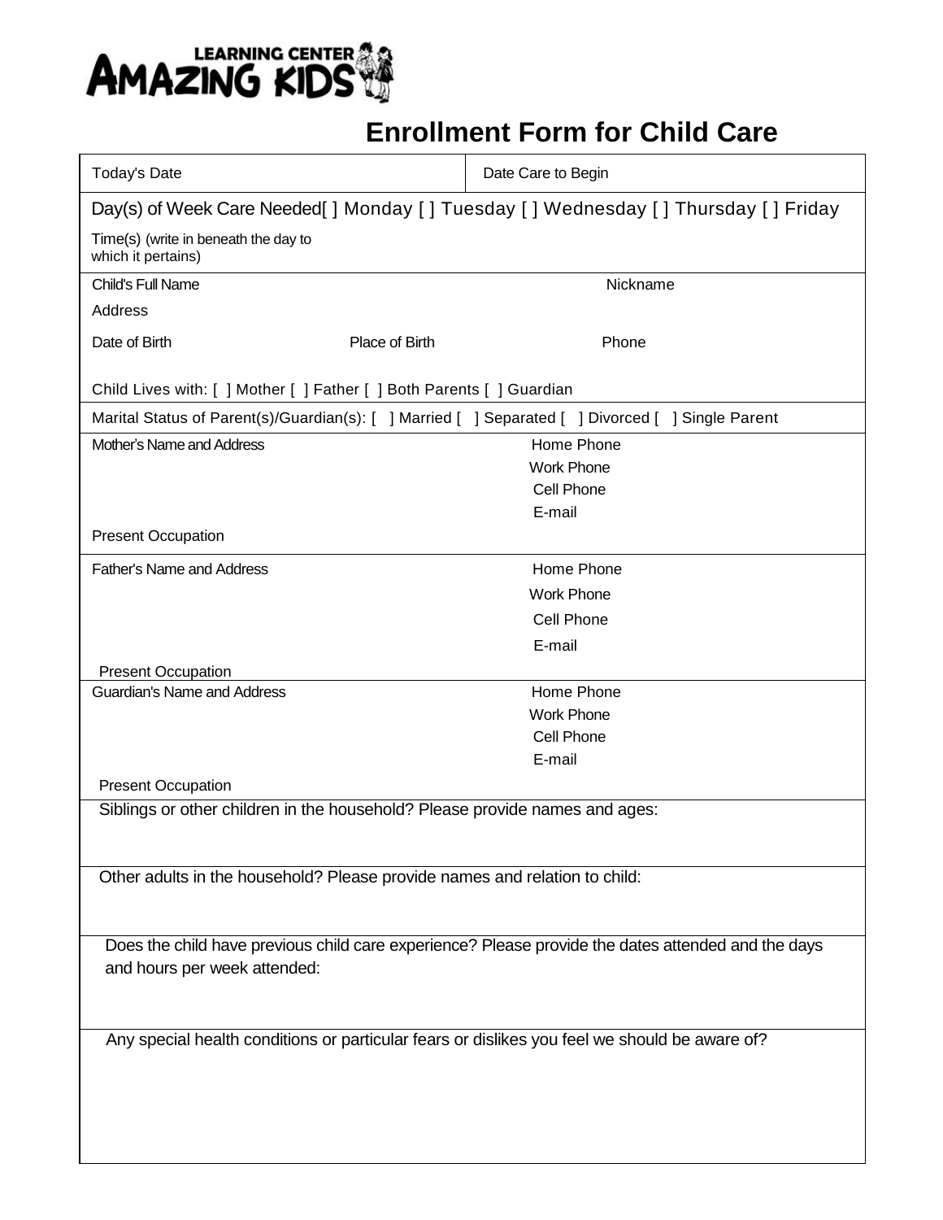AMAZING KIDS LEARNING CENTER

# Enrollment Form for Child Care

| Today's Date | Date Care to Begin |
|---|---|

Day(s) of Week Care Needed[ ] Monday [ ] Tuesday [ ] Wednesday [ ] Thursday [ ] Friday

Time(s) (write in beneath the day to which it pertains)

---

Child's Full Name                                                  Nickname

Address

Date of Birth                    Place of Birth                    Phone

Child Lives with: [ ] Mother [ ] Father [ ] Both Parents [ ] Guardian

---

Marital Status of Parent(s)/Guardian(s): [ ] Married [ ] Separated [ ] Divorced [ ] Single Parent

---

| Mother's Name and Address | Home Phone<br>Work Phone<br>Cell Phone<br>E-mail |
|---|---|
| Present Occupation | |

| Father's Name and Address | Home Phone<br>Work Phone<br>Cell Phone<br>E-mail |
|---|---|
| Present Occupation | |

| Guardian's Name and Address | Home Phone<br>Work Phone<br>Cell Phone<br>E-mail |
|---|---|
| Present Occupation | |

---

Siblings or other children in the household? Please provide names and ages:

---

Other adults in the household? Please provide names and relation to child:

---

Does the child have previous child care experience? Please provide the dates attended and the days and hours per week attended:

---

Any special health conditions or particular fears or dislikes you feel we should be aware of?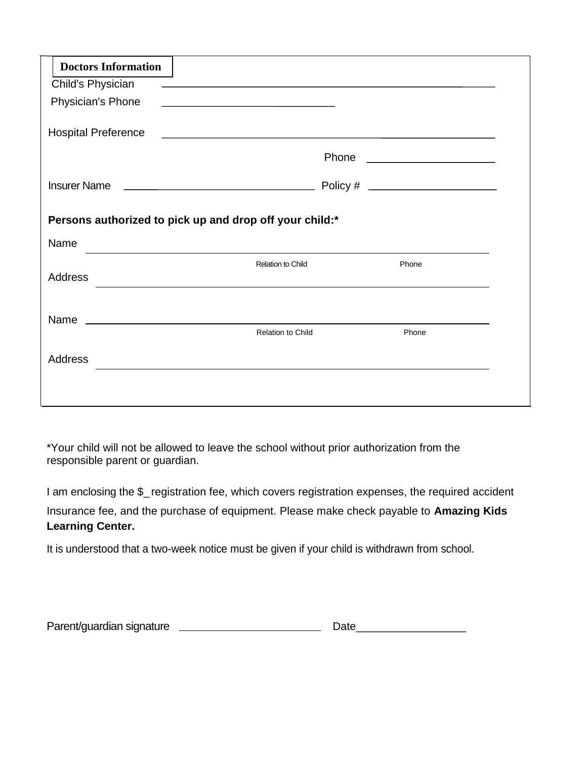**Doctors Information**

Child's Physician ______________________________

Physician's Phone ______________________________

Hospital Preference ______________________________

Phone ______________________________

Insurer Name ______________________________ Policy # ______________________________

**Persons authorized to pick up and drop off your child:***

Name ______________________________

Relation to Child Phone

Address ______________________________

Name ______________________________

Relation to Child Phone

Address ______________________________

*Your child will not be allowed to leave the school without prior authorization from the responsible parent or guardian.

I am enclosing the $_registration fee, which covers registration expenses, the required accident Insurance fee, and the purchase of equipment. Please make check payable to **Amazing Kids Learning Center.**

It is understood that a two-week notice must be given if your child is withdrawn from school.

Parent/guardian signature ______________________________ Date__________________